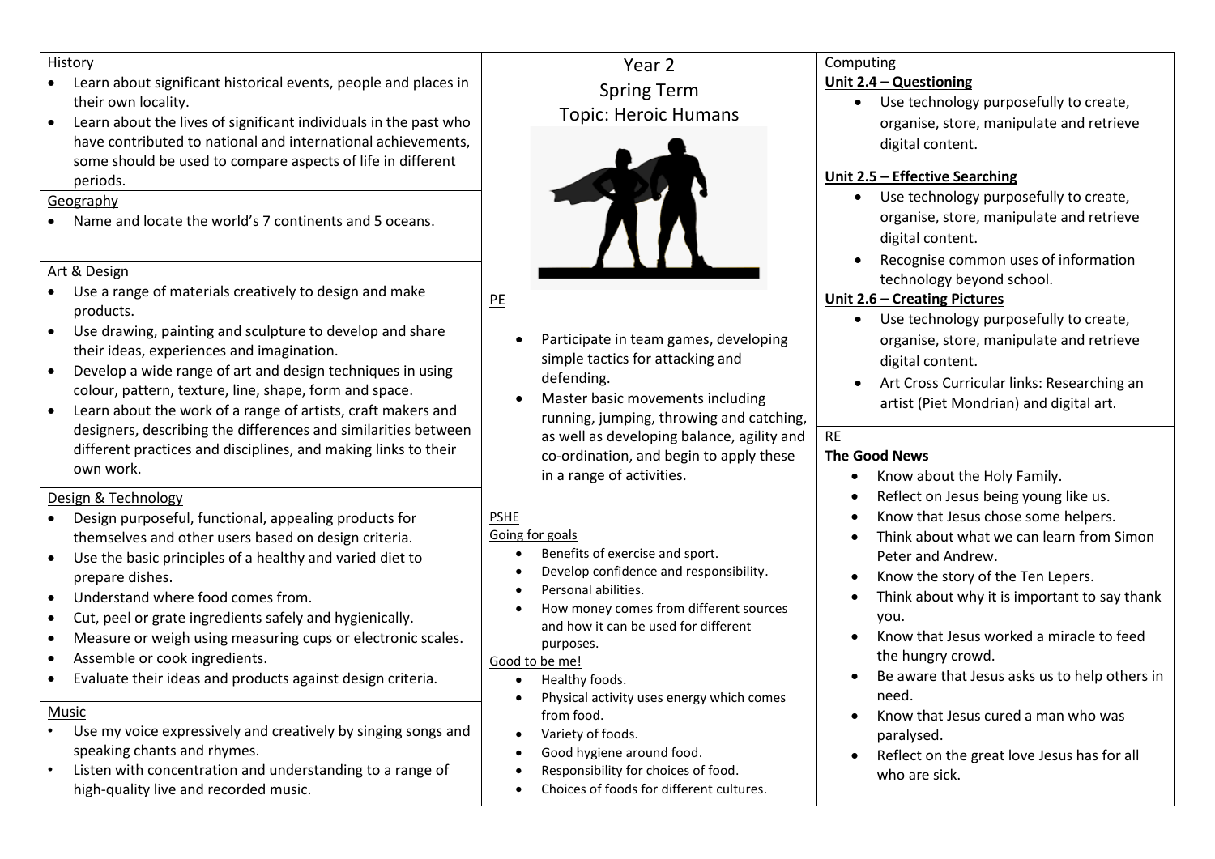# Year 2
## Spring Term
## Topic: Heroic Humans

### History

- Learn about significant historical events, people and places in their own locality.
- Learn about the lives of significant individuals in the past who have contributed to national and international achievements, some should be used to compare aspects of life in different periods.

### Geography

- Name and locate the world's 7 continents and 5 oceans.

### Art & Design

- Use a range of materials creatively to design and make products.
- Use drawing, painting and sculpture to develop and share their ideas, experiences and imagination.
- Develop a wide range of art and design techniques in using colour, pattern, texture, line, shape, form and space.
- Learn about the work of a range of artists, craft makers and designers, describing the differences and similarities between different practices and disciplines, and making links to their own work.

### Design & Technology

- Design purposeful, functional, appealing products for themselves and other users based on design criteria.
- Use the basic principles of a healthy and varied diet to prepare dishes.
- Understand where food comes from.
- Cut, peel or grate ingredients safely and hygienically.
- Measure or weigh using measuring cups or electronic scales.
- Assemble or cook ingredients.
- Evaluate their ideas and products against design criteria.

### Music

- Use my voice expressively and creatively by singing songs and speaking chants and rhymes.
- Listen with concentration and understanding to a range of high-quality live and recorded music.

### PE

- Participate in team games, developing simple tactics for attacking and defending.
- Master basic movements including running, jumping, throwing and catching, as well as developing balance, agility and co-ordination, and begin to apply these in a range of activities.

### PSHE

Going for goals

- Benefits of exercise and sport.
- Develop confidence and responsibility.
- Personal abilities.
- How money comes from different sources and how it can be used for different purposes.

Good to be me!

- Healthy foods.
- Physical activity uses energy which comes from food.
- Variety of foods.
- Good hygiene around food.
- Responsibility for choices of food.
- Choices of foods for different cultures.

### Computing

**Unit 2.4 – Questioning**

- Use technology purposefully to create, organise, store, manipulate and retrieve digital content.

**Unit 2.5 – Effective Searching**

- Use technology purposefully to create, organise, store, manipulate and retrieve digital content.
- Recognise common uses of information technology beyond school.

**Unit 2.6 – Creating Pictures**

- Use technology purposefully to create, organise, store, manipulate and retrieve digital content.
- Art Cross Curricular links: Researching an artist (Piet Mondrian) and digital art.

### RE

**The Good News**

- Know about the Holy Family.
- Reflect on Jesus being young like us.
- Know that Jesus chose some helpers.
- Think about what we can learn from Simon Peter and Andrew.
- Know the story of the Ten Lepers.
- Think about why it is important to say thank you.
- Know that Jesus worked a miracle to feed the hungry crowd.
- Be aware that Jesus asks us to help others in need.
- Know that Jesus cured a man who was paralysed.
- Reflect on the great love Jesus has for all who are sick.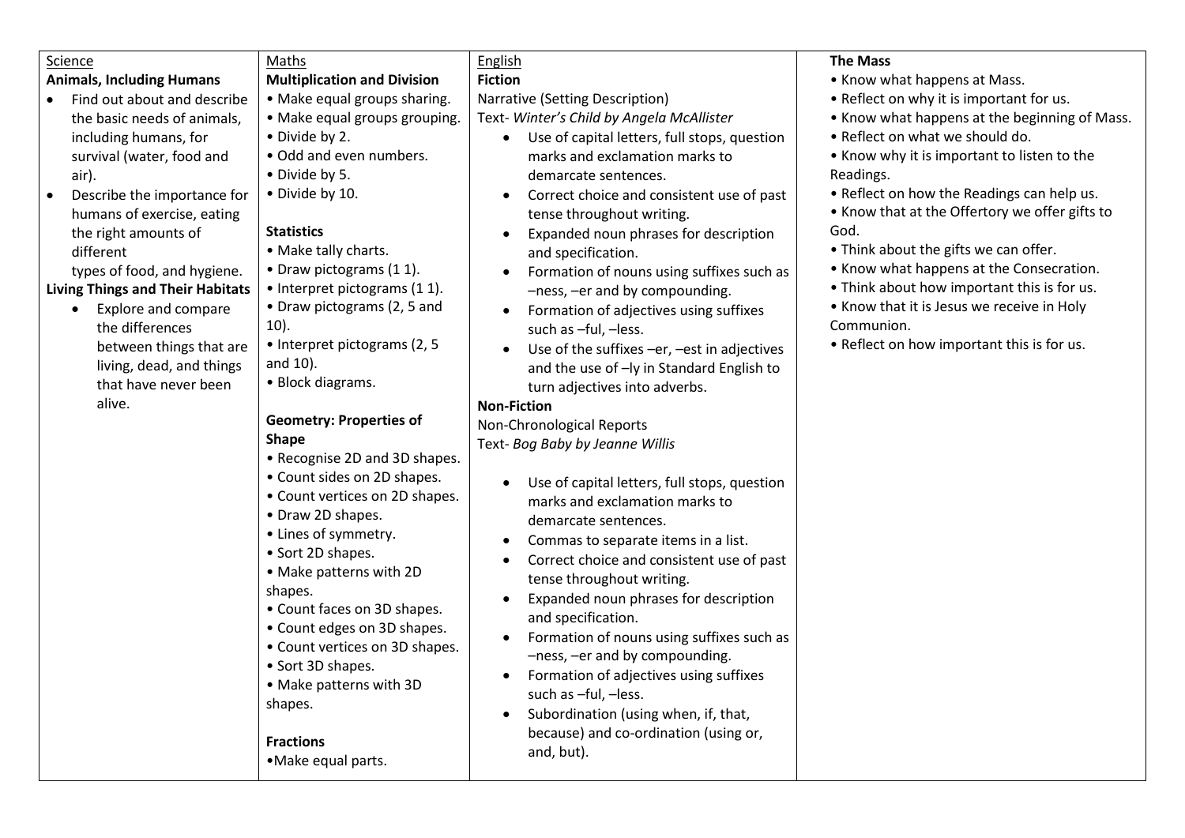Science

**Animals, Including Humans**

- Find out about and describe the basic needs of animals, including humans, for survival (water, food and air).
- Describe the importance for humans of exercise, eating the right amounts of different types of food, and hygiene.

**Living Things and Their Habitats**

- Explore and compare the differences between things that are living, dead, and things that have never been alive.

Maths

**Multiplication and Division**

- Make equal groups sharing.
- Make equal groups grouping.
- Divide by 2.
- Odd and even numbers.
- Divide by 5.
- Divide by 10.

**Statistics**

- Make tally charts.
- Draw pictograms (1 1).
- Interpret pictograms (1 1).
- Draw pictograms (2, 5 and 10).
- Interpret pictograms (2, 5 and 10).
- Block diagrams.

**Geometry: Properties of Shape**

- Recognise 2D and 3D shapes.
- Count sides on 2D shapes.
- Count vertices on 2D shapes.
- Draw 2D shapes.
- Lines of symmetry.
- Sort 2D shapes.
- Make patterns with 2D shapes.
- Count faces on 3D shapes.
- Count edges on 3D shapes.
- Count vertices on 3D shapes.
- Sort 3D shapes.
- Make patterns with 3D shapes.

**Fractions**

- Make equal parts.

English

**Fiction**

Narrative (Setting Description)

Text- *Winter's Child by Angela McAllister*

- Use of capital letters, full stops, question marks and exclamation marks to demarcate sentences.
- Correct choice and consistent use of past tense throughout writing.
- Expanded noun phrases for description and specification.
- Formation of nouns using suffixes such as –ness, –er and by compounding.
- Formation of adjectives using suffixes such as –ful, –less.
- Use of the suffixes –er, –est in adjectives and the use of –ly in Standard English to turn adjectives into adverbs.

**Non-Fiction**

Non-Chronological Reports

Text- *Bog Baby by Jeanne Willis*

- Use of capital letters, full stops, question marks and exclamation marks to demarcate sentences.
- Commas to separate items in a list.
- Correct choice and consistent use of past tense throughout writing.
- Expanded noun phrases for description and specification.
- Formation of nouns using suffixes such as –ness, –er and by compounding.
- Formation of adjectives using suffixes such as –ful, –less.
- Subordination (using when, if, that, because) and co-ordination (using or, and, but).

**The Mass**

- Know what happens at Mass.
- Reflect on why it is important for us.
- Know what happens at the beginning of Mass.
- Reflect on what we should do.
- Know why it is important to listen to the Readings.
- Reflect on how the Readings can help us.
- Know that at the Offertory we offer gifts to God.
- Think about the gifts we can offer.
- Know what happens at the Consecration.
- Think about how important this is for us.
- Know that it is Jesus we receive in Holy Communion.
- Reflect on how important this is for us.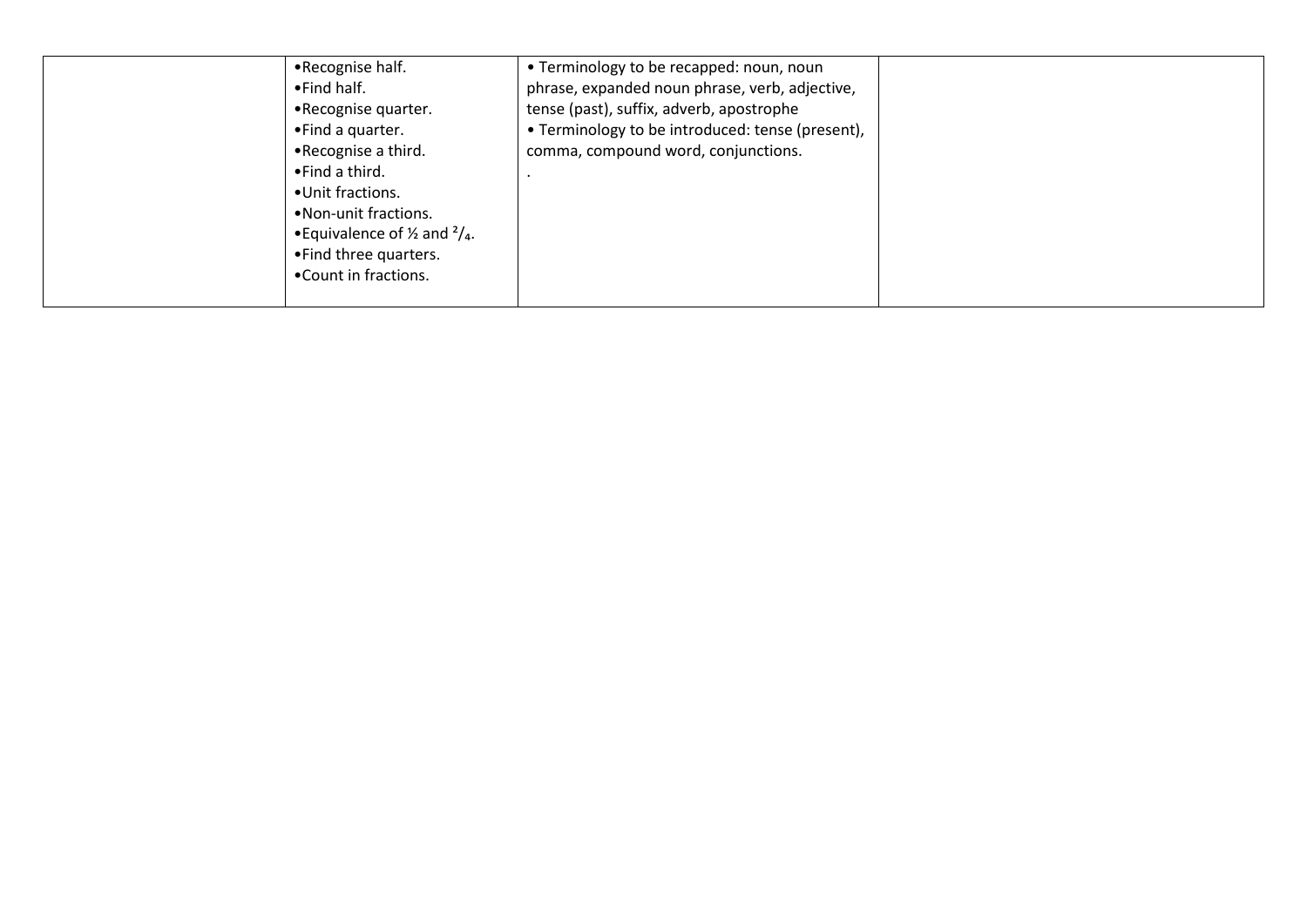| | | | |
|---|---|---|---|
| | •Recognise half.<br>•Find half.<br>•Recognise quarter.<br>•Find a quarter.<br>•Recognise a third.<br>•Find a third.<br>•Unit fractions.<br>•Non-unit fractions.<br>•Equivalence of ½ and $^2/_4$.<br>•Find three quarters.<br>•Count in fractions. | • Terminology to be recapped: noun, noun phrase, expanded noun phrase, verb, adjective, tense (past), suffix, adverb, apostrophe<br>• Terminology to be introduced: tense (present), comma, compound word, conjunctions.<br>. | |